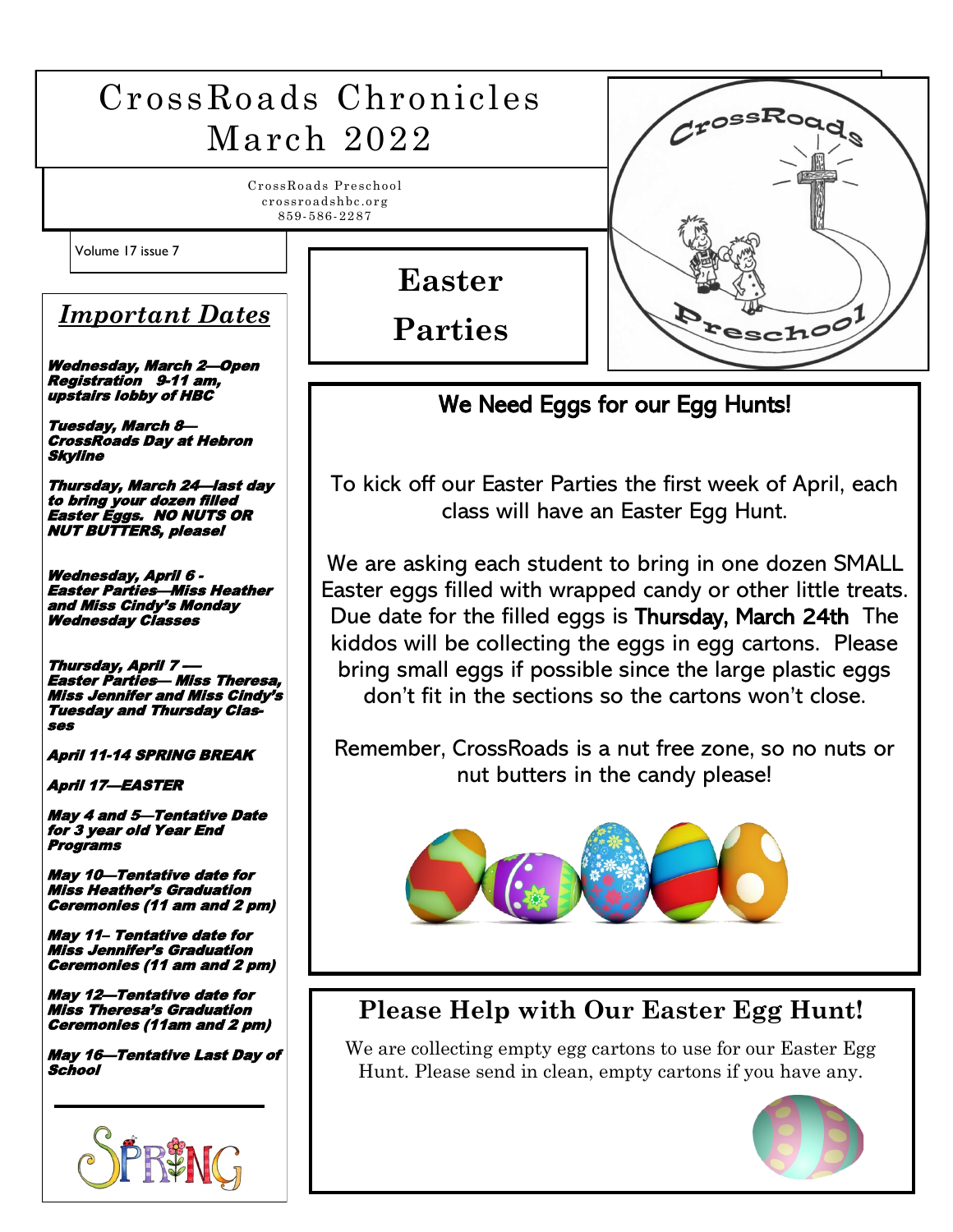# CrossRoads Chronicles March 2022

CrossRoads Preschool
crossroadshbc.org
859-586-2287

Volume 17 issue 7

## *Important Dates*

***Wednesday, March 2—Open Registration 9-11 am, upstairs lobby of HBC***

***Tuesday, March 8—CrossRoads Day at Hebron Skyline***

***Thursday, March 24—last day to bring your dozen filled Easter Eggs. NO NUTS OR NUT BUTTERS, please!***

***Wednesday, April 6 - Easter Parties—Miss Heather and Miss Cindy's Monday Wednesday Classes***

***Thursday, April 7 — Easter Parties— Miss Theresa, Miss Jennifer and Miss Cindy's Tuesday and Thursday Classes***

***April 11-14 SPRING BREAK***

***April 17—EASTER***

***May 4 and 5—Tentative Date for 3 year old Year End Programs***

***May 10—Tentative date for Miss Heather's Graduation Ceremonies (11 am and 2 pm)***

***May 11– Tentative date for Miss Jennifer's Graduation Ceremonies (11 am and 2 pm)***

***May 12—Tentative date for Miss Theresa's Graduation Ceremonies (11am and 2 pm)***

***May 16—Tentative Last Day of School***

## Easter Parties

### We Need Eggs for our Egg Hunts!

To kick off our Easter Parties the first week of April, each class will have an Easter Egg Hunt.

We are asking each student to bring in one dozen SMALL Easter eggs filled with wrapped candy or other little treats. Due date for the filled eggs is Thursday, March 24th The kiddos will be collecting the eggs in egg cartons. Please bring small eggs if possible since the large plastic eggs don't fit in the sections so the cartons won't close.

Remember, CrossRoads is a nut free zone, so no nuts or nut butters in the candy please!

### Please Help with Our Easter Egg Hunt!

We are collecting empty egg cartons to use for our Easter Egg Hunt. Please send in clean, empty cartons if you have any.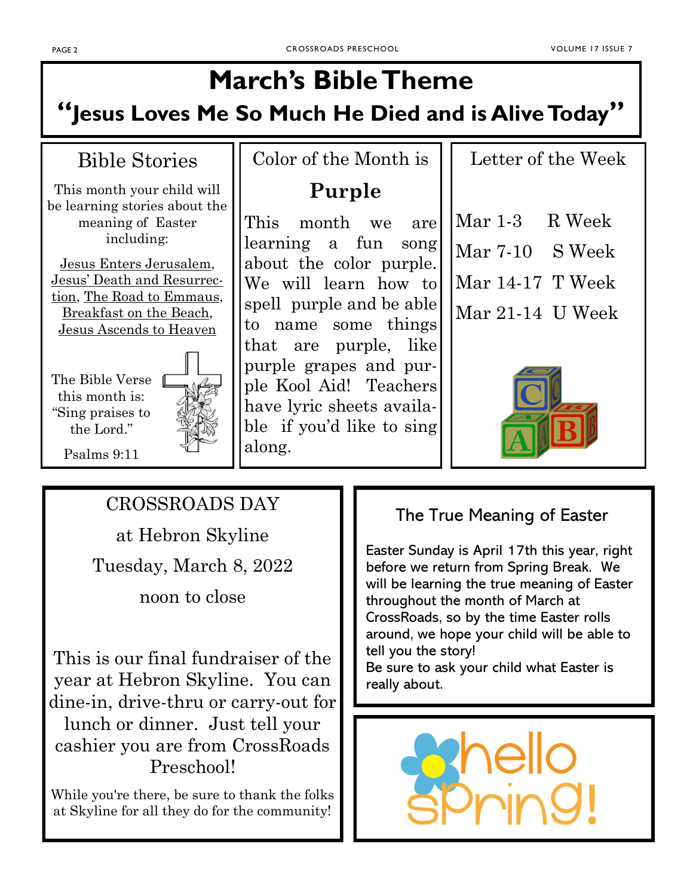# March's Bible Theme

## "Jesus Loves Me So Much He Died and is Alive Today"

### Bible Stories

This month your child will be learning stories about the meaning of Easter including:

Jesus Enters Jerusalem, Jesus' Death and Resurrection, The Road to Emmaus, Breakfast on the Beach, Jesus Ascends to Heaven

The Bible Verse this month is: "Sing praises to the Lord."

Psalms 9:11

### Color of the Month is

**Purple**

This month we are learning a fun song about the color purple. We will learn how to spell purple and be able to name some things that are purple, like purple grapes and purple Kool Aid! Teachers have lyric sheets available if you'd like to sing along.

### Letter of the Week

| | |
|---|---|
| Mar 1-3 | R Week |
| Mar 7-10 | S Week |
| Mar 14-17 | T Week |
| Mar 21-14 | U Week |

### CROSSROADS DAY

at Hebron Skyline

Tuesday, March 8, 2022

noon to close

This is our final fundraiser of the year at Hebron Skyline. You can dine-in, drive-thru or carry-out for lunch or dinner. Just tell your cashier you are from CrossRoads Preschool!

While you're there, be sure to thank the folks at Skyline for all they do for the community!

### The True Meaning of Easter

Easter Sunday is April 17th this year, right before we return from Spring Break. We will be learning the true meaning of Easter throughout the month of March at CrossRoads, so by the time Easter rolls around, we hope your child will be able to tell you the story!

Be sure to ask your child what Easter is really about.

hello spring!